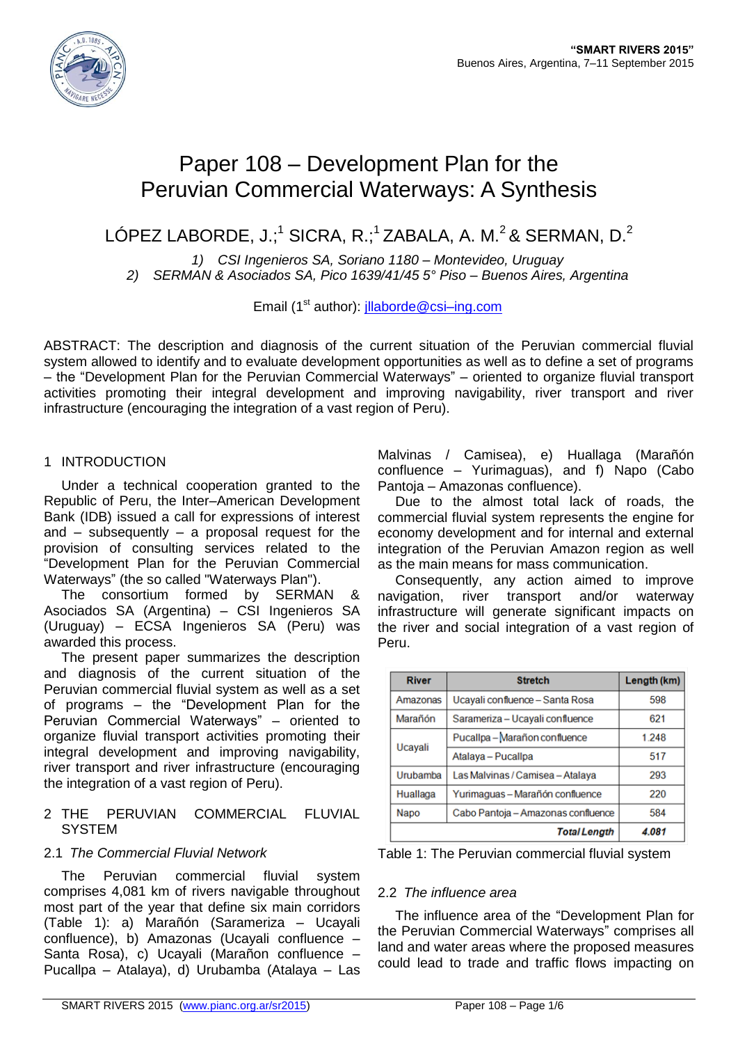# Paper 108 – Development Plan for the Peruvian Commercial Waterways: A Synthesis

LÓPEZ LABORDE, J.;[1] SICRA, R.;[1] ZABALA, A. M.[2] & SERMAN, D.[2]

1) *CSI Ingenieros SA, Soriano 1180 – Montevideo, Uruguay*
2) *SERMAN & Asociados SA, Pico 1639/41/45 5° Piso – Buenos Aires, Argentina*

Email (1st author): jllaborde@csi–ing.com

ABSTRACT: The description and diagnosis of the current situation of the Peruvian commercial fluvial system allowed to identify and to evaluate development opportunities as well as to define a set of programs – the "Development Plan for the Peruvian Commercial Waterways" – oriented to organize fluvial transport activities promoting their integral development and improving navigability, river transport and river infrastructure (encouraging the integration of a vast region of Peru).

## 1 INTRODUCTION

Under a technical cooperation granted to the Republic of Peru, the Inter–American Development Bank (IDB) issued a call for expressions of interest and – subsequently – a proposal request for the provision of consulting services related to the "Development Plan for the Peruvian Commercial Waterways" (the so called "Waterways Plan").

The consortium formed by SERMAN & Asociados SA (Argentina) – CSI Ingenieros SA (Uruguay) – ECSA Ingenieros SA (Peru) was awarded this process.

The present paper summarizes the description and diagnosis of the current situation of the Peruvian commercial fluvial system as well as a set of programs – the "Development Plan for the Peruvian Commercial Waterways" – oriented to organize fluvial transport activities promoting their integral development and improving navigability, river transport and river infrastructure (encouraging the integration of a vast region of Peru).

## 2 THE PERUVIAN COMMERCIAL FLUVIAL SYSTEM

### 2.1 *The Commercial Fluvial Network*

The Peruvian commercial fluvial system comprises 4,081 km of rivers navigable throughout most part of the year that define six main corridors (Table 1): a) Marañón (Sarameriza – Ucayali confluence), b) Amazonas (Ucayali confluence – Santa Rosa), c) Ucayali (Marañon confluence – Pucallpa – Atalaya), d) Urubamba (Atalaya – Las Malvinas / Camisea), e) Huallaga (Marañón confluence – Yurimaguas), and f) Napo (Cabo Pantoja – Amazonas confluence).

Due to the almost total lack of roads, the commercial fluvial system represents the engine for economy development and for internal and external integration of the Peruvian Amazon region as well as the main means for mass communication.

Consequently, any action aimed to improve navigation, river transport and/or waterway infrastructure will generate significant impacts on the river and social integration of a vast region of Peru.

| River | Stretch | Length (km) |
|---|---|---|
| Amazonas | Ucayali confluence – Santa Rosa | 598 |
| Marañón | Sarameriza – Ucayali confluence | 621 |
| Ucayali | Pucallpa – Marañon confluence | 1.248 |
| | Atalaya – Pucallpa | 517 |
| Urubamba | Las Malvinas / Camisea – Atalaya | 293 |
| Huallaga | Yurimaguas – Marañón confluence | 220 |
| Napo | Cabo Pantoja – Amazonas confluence | 584 |
| | ***Total Length*** | ***4.081*** |

Table 1: The Peruvian commercial fluvial system

### 2.2 *The influence area*

The influence area of the "Development Plan for the Peruvian Commercial Waterways" comprises all land and water areas where the proposed measures could lead to trade and traffic flows impacting on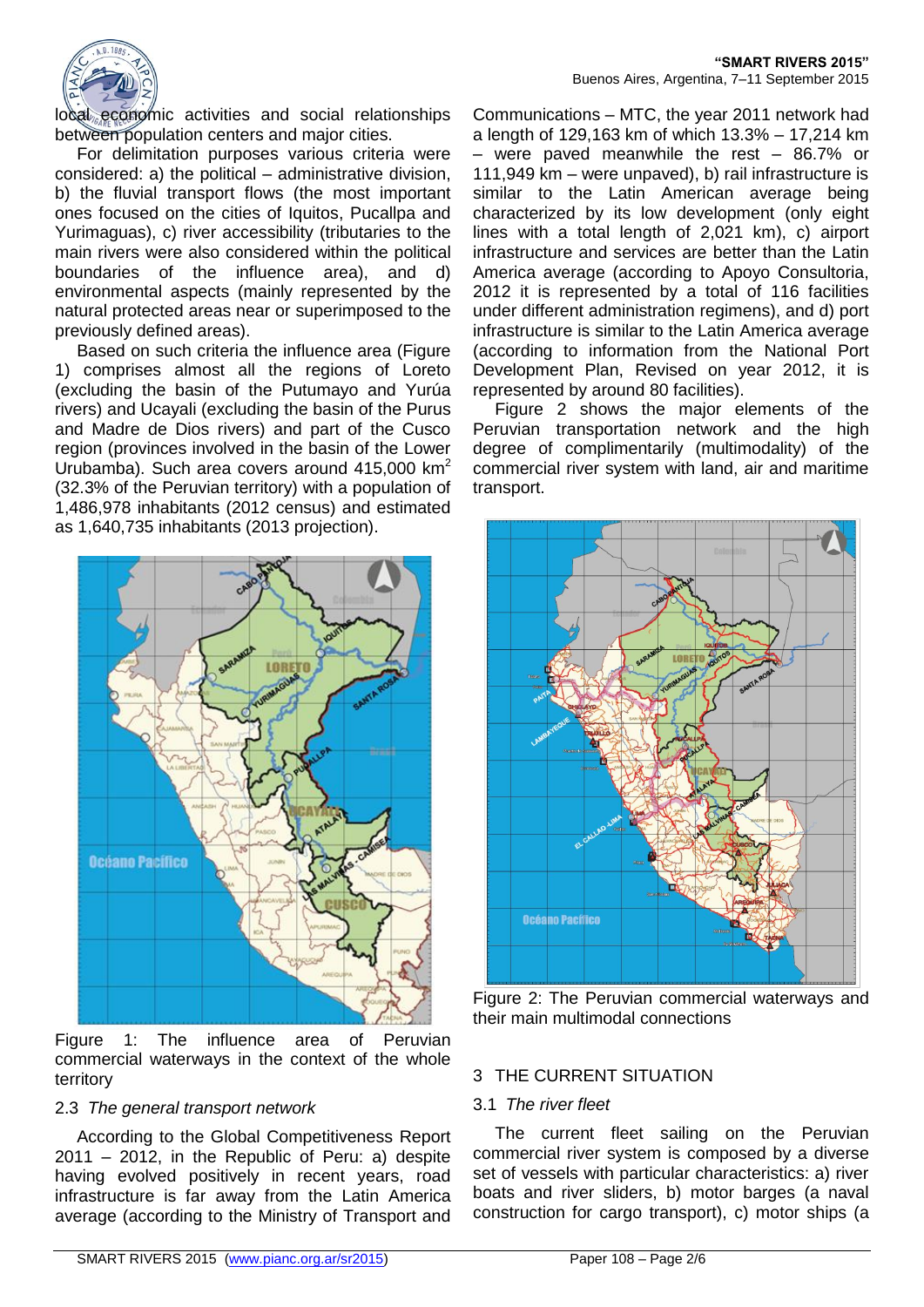local economic activities and social relationships between population centers and major cities.

For delimitation purposes various criteria were considered: a) the political – administrative division, b) the fluvial transport flows (the most important ones focused on the cities of Iquitos, Pucallpa and Yurimaguas), c) river accessibility (tributaries to the main rivers were also considered within the political boundaries of the influence area), and d) environmental aspects (mainly represented by the natural protected areas near or superimposed to the previously defined areas).

Based on such criteria the influence area (Figure 1) comprises almost all the regions of Loreto (excluding the basin of the Putumayo and Yurúa rivers) and Ucayali (excluding the basin of the Purus and Madre de Dios rivers) and part of the Cusco region (provinces involved in the basin of the Lower Urubamba). Such area covers around 415,000 km$^2$ (32.3% of the Peruvian territory) with a population of 1,486,978 inhabitants (2012 census) and estimated as 1,640,735 inhabitants (2013 projection).

Figure 1: The influence area of Peruvian commercial waterways in the context of the whole territory

### 2.3 *The general transport network*

According to the Global Competitiveness Report 2011 – 2012, in the Republic of Peru: a) despite having evolved positively in recent years, road infrastructure is far away from the Latin America average (according to the Ministry of Transport and Communications – MTC, the year 2011 network had a length of 129,163 km of which 13.3% – 17,214 km – were paved meanwhile the rest – 86.7% or 111,949 km – were unpaved), b) rail infrastructure is similar to the Latin American average being characterized by its low development (only eight lines with a total length of 2,021 km), c) airport infrastructure and services are better than the Latin America average (according to Apoyo Consultoria, 2012 it is represented by a total of 116 facilities under different administration regimens), and d) port infrastructure is similar to the Latin America average (according to information from the National Port Development Plan, Revised on year 2012, it is represented by around 80 facilities).

Figure 2 shows the major elements of the Peruvian transportation network and the high degree of complimentarity (multimodality) of the commercial river system with land, air and maritime transport.

Figure 2: The Peruvian commercial waterways and their main multimodal connections

## 3 THE CURRENT SITUATION

### 3.1 *The river fleet*

The current fleet sailing on the Peruvian commercial river system is composed by a diverse set of vessels with particular characteristics: a) river boats and river sliders, b) motor barges (a naval construction for cargo transport), c) motor ships (a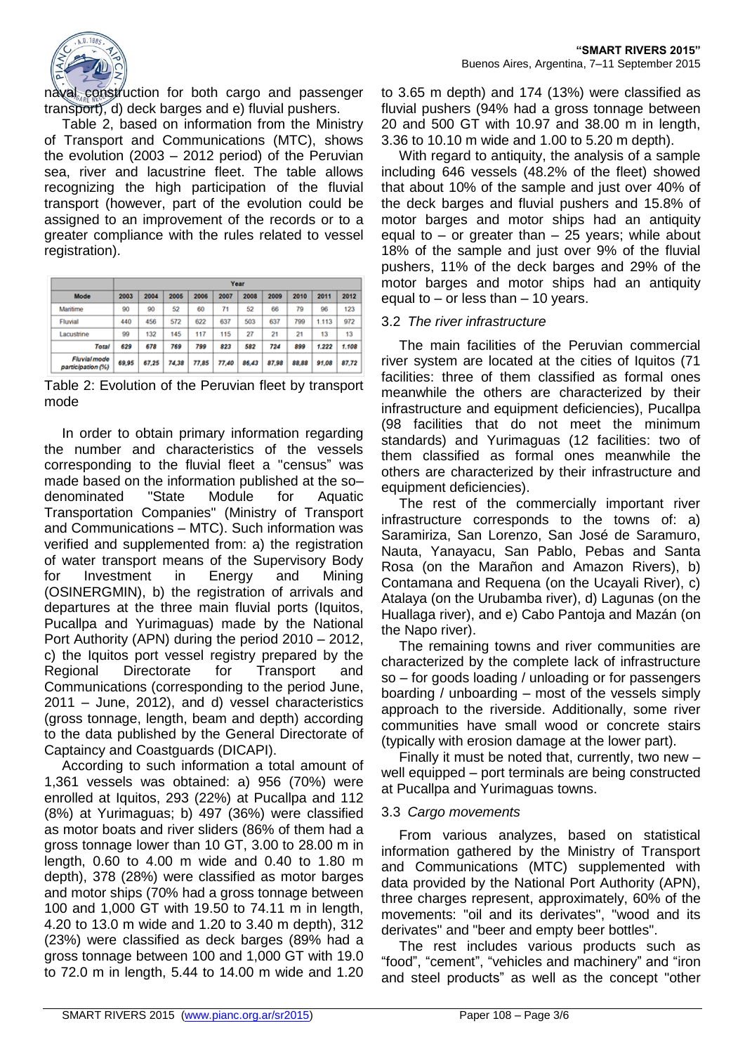naval construction for both cargo and passenger transport), d) deck barges and e) fluvial pushers.

Table 2, based on information from the Ministry of Transport and Communications (MTC), shows the evolution (2003 – 2012 period) of the Peruvian sea, river and lacustrine fleet. The table allows recognizing the high participation of the fluvial transport (however, part of the evolution could be assigned to an improvement of the records or to a greater compliance with the rules related to vessel registration).

| Mode | Year | | | | | | | | | |
|---|---|---|---|---|---|---|---|---|---|---|
| | 2003 | 2004 | 2005 | 2006 | 2007 | 2008 | 2009 | 2010 | 2011 | 2012 |
| Maritime | 90 | 90 | 52 | 60 | 71 | 52 | 66 | 79 | 96 | 123 |
| Fluvial | 440 | 456 | 572 | 622 | 637 | 503 | 637 | 799 | 1.113 | 972 |
| Lacustrine | 99 | 132 | 145 | 117 | 115 | 27 | 21 | 21 | 13 | 13 |
| *Total* | *629* | *678* | *769* | *799* | *823* | *582* | *724* | *899* | *1.222* | *1.108* |
| *Fluvial mode participation (%)* | *69,95* | *67,25* | *74,38* | *77,85* | *77,40* | *86,43* | *87,98* | *88,88* | *91,08* | *87,72* |

Table 2: Evolution of the Peruvian fleet by transport mode

In order to obtain primary information regarding the number and characteristics of the vessels corresponding to the fluvial fleet a "census" was made based on the information published at the so–denominated "State Module for Aquatic Transportation Companies" (Ministry of Transport and Communications – MTC). Such information was verified and supplemented from: a) the registration of water transport means of the Supervisory Body for Investment in Energy and Mining (OSINERGMIN), b) the registration of arrivals and departures at the three main fluvial ports (Iquitos, Pucallpa and Yurimaguas) made by the National Port Authority (APN) during the period 2010 – 2012, c) the Iquitos port vessel registry prepared by the Regional Directorate for Transport and Communications (corresponding to the period June, 2011 – June, 2012), and d) vessel characteristics (gross tonnage, length, beam and depth) according to the data published by the General Directorate of Captaincy and Coastguards (DICAPI).

According to such information a total amount of 1,361 vessels was obtained: a) 956 (70%) were enrolled at Iquitos, 293 (22%) at Pucallpa and 112 (8%) at Yurimaguas; b) 497 (36%) were classified as motor boats and river sliders (86% of them had a gross tonnage lower than 10 GT, 3.00 to 28.00 m in length, 0.60 to 4.00 m wide and 0.40 to 1.80 m depth), 378 (28%) were classified as motor barges and motor ships (70% had a gross tonnage between 100 and 1,000 GT with 19.50 to 74.11 m in length, 4.20 to 13.0 m wide and 1.20 to 3.40 m depth), 312 (23%) were classified as deck barges (89% had a gross tonnage between 100 and 1,000 GT with 19.0 to 72.0 m in length, 5.44 to 14.00 m wide and 1.20 to 3.65 m depth) and 174 (13%) were classified as fluvial pushers (94% had a gross tonnage between 20 and 500 GT with 10.97 and 38.00 m in length, 3.36 to 10.10 m wide and 1.00 to 5.20 m depth).

With regard to antiquity, the analysis of a sample including 646 vessels (48.2% of the fleet) showed that about 10% of the sample and just over 40% of the deck barges and fluvial pushers and 15.8% of motor barges and motor ships had an antiquity equal to – or greater than – 25 years; while about 18% of the sample and just over 9% of the fluvial pushers, 11% of the deck barges and 29% of the motor barges and motor ships had an antiquity equal to – or less than – 10 years.

### 3.2 *The river infrastructure*

The main facilities of the Peruvian commercial river system are located at the cities of Iquitos (71 facilities: three of them classified as formal ones meanwhile the others are characterized by their infrastructure and equipment deficiencies), Pucallpa (98 facilities that do not meet the minimum standards) and Yurimaguas (12 facilities: two of them classified as formal ones meanwhile the others are characterized by their infrastructure and equipment deficiencies).

The rest of the commercially important river infrastructure corresponds to the towns of: a) Saramiriza, San Lorenzo, San José de Saramuro, Nauta, Yanayacu, San Pablo, Pebas and Santa Rosa (on the Marañon and Amazon Rivers), b) Contamana and Requena (on the Ucayali River), c) Atalaya (on the Urubamba river), d) Lagunas (on the Huallaga river), and e) Cabo Pantoja and Mazán (on the Napo river).

The remaining towns and river communities are characterized by the complete lack of infrastructure so – for goods loading / unloading or for passengers boarding / unboarding – most of the vessels simply approach to the riverside. Additionally, some river communities have small wood or concrete stairs (typically with erosion damage at the lower part).

Finally it must be noted that, currently, two new – well equipped – port terminals are being constructed at Pucallpa and Yurimaguas towns.

### 3.3 *Cargo movements*

From various analyzes, based on statistical information gathered by the Ministry of Transport and Communications (MTC) supplemented with data provided by the National Port Authority (APN), three charges represent, approximately, 60% of the movements: "oil and its derivates", "wood and its derivates" and "beer and empty beer bottles".

The rest includes various products such as "food", "cement", "vehicles and machinery" and "iron and steel products" as well as the concept "other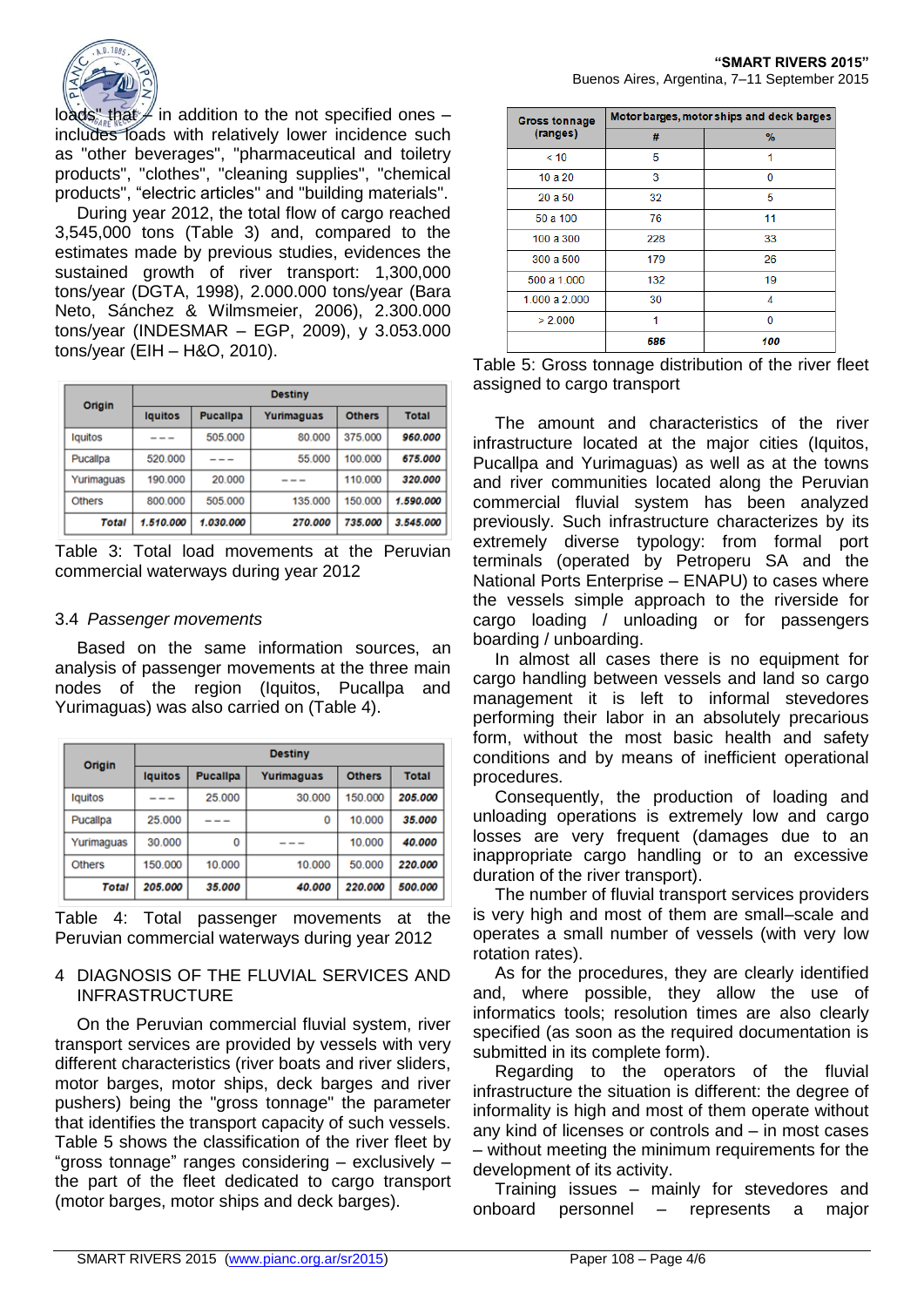loads" that – in addition to the not specified ones – includes loads with relatively lower incidence such as "other beverages", "pharmaceutical and toiletry products", "clothes", "cleaning supplies", "chemical products", "electric articles" and "building materials".

During year 2012, the total flow of cargo reached 3,545,000 tons (Table 3) and, compared to the estimates made by previous studies, evidences the sustained growth of river transport: 1,300,000 tons/year (DGTA, 1998), 2.000.000 tons/year (Bara Neto, Sánchez & Wilmsmeier, 2006), 2.300.000 tons/year (INDESMAR – EGP, 2009), y 3.053.000 tons/year (EIH – H&O, 2010).

| Origin | Destiny | | | | |
|---|---|---|---|---|---|
| | Iquitos | Pucallpa | Yurimaguas | Others | Total |
| Iquitos | – – – | 505.000 | 80.000 | 375.000 | ***960.000*** |
| Pucallpa | 520.000 | – – – | 55.000 | 100.000 | ***675.000*** |
| Yurimaguas | 190.000 | 20.000 | – – – | 110.000 | ***320.000*** |
| Others | 800.000 | 505.000 | 135.000 | 150.000 | ***1.590.000*** |
| ***Total*** | ***1.510.000*** | ***1.030.000*** | ***270.000*** | ***735.000*** | ***3.545.000*** |

Table 3: Total load movements at the Peruvian commercial waterways during year 2012

### 3.4 *Passenger movements*

Based on the same information sources, an analysis of passenger movements at the three main nodes of the region (Iquitos, Pucallpa and Yurimaguas) was also carried on (Table 4).

| Origin | Destiny | | | | |
|---|---|---|---|---|---|
| | Iquitos | Pucallpa | Yurimaguas | Others | Total |
| Iquitos | – – – | 25.000 | 30.000 | 150.000 | ***205.000*** |
| Pucallpa | 25.000 | – – – | 0 | 10.000 | ***35.000*** |
| Yurimaguas | 30.000 | 0 | – – – | 10.000 | ***40.000*** |
| Others | 150.000 | 10.000 | 10.000 | 50.000 | ***220.000*** |
| ***Total*** | ***205.000*** | ***35.000*** | ***40.000*** | ***220.000*** | ***500.000*** |

Table 4: Total passenger movements at the Peruvian commercial waterways during year 2012

## 4 DIAGNOSIS OF THE FLUVIAL SERVICES AND INFRASTRUCTURE

On the Peruvian commercial fluvial system, river transport services are provided by vessels with very different characteristics (river boats and river sliders, motor barges, motor ships, deck barges and river pushers) being the "gross tonnage" the parameter that identifies the transport capacity of such vessels. Table 5 shows the classification of the river fleet by "gross tonnage" ranges considering – exclusively – the part of the fleet dedicated to cargo transport (motor barges, motor ships and deck barges).

| Gross tonnage (ranges) | Motor barges, motor ships and deck barges | |
|---|---|---|
| | # | % |
| < 10 | 5 | 1 |
| 10 a 20 | 3 | 0 |
| 20 a 50 | 32 | 5 |
| 50 a 100 | 76 | 11 |
| 100 a 300 | 228 | 33 |
| 300 a 500 | 179 | 26 |
| 500 a 1.000 | 132 | 19 |
| 1.000 a 2.000 | 30 | 4 |
| > 2.000 | 1 | 0 |
| | ***686*** | ***100*** |

Table 5: Gross tonnage distribution of the river fleet assigned to cargo transport

The amount and characteristics of the river infrastructure located at the major cities (Iquitos, Pucallpa and Yurimaguas) as well as at the towns and river communities located along the Peruvian commercial fluvial system has been analyzed previously. Such infrastructure characterizes by its extremely diverse typology: from formal port terminals (operated by Petroperu SA and the National Ports Enterprise – ENAPU) to cases where the vessels simple approach to the riverside for cargo loading / unloading or for passengers boarding / unboarding.

In almost all cases there is no equipment for cargo handling between vessels and land so cargo management it is left to informal stevedores performing their labor in an absolutely precarious form, without the most basic health and safety conditions and by means of inefficient operational procedures.

Consequently, the production of loading and unloading operations is extremely low and cargo losses are very frequent (damages due to an inappropriate cargo handling or to an excessive duration of the river transport).

The number of fluvial transport services providers is very high and most of them are small–scale and operates a small number of vessels (with very low rotation rates).

As for the procedures, they are clearly identified and, where possible, they allow the use of informatics tools; resolution times are also clearly specified (as soon as the required documentation is submitted in its complete form).

Regarding to the operators of the fluvial infrastructure the situation is different: the degree of informality is high and most of them operate without any kind of licenses or controls and – in most cases – without meeting the minimum requirements for the development of its activity.

Training issues – mainly for stevedores and onboard personnel – represents a major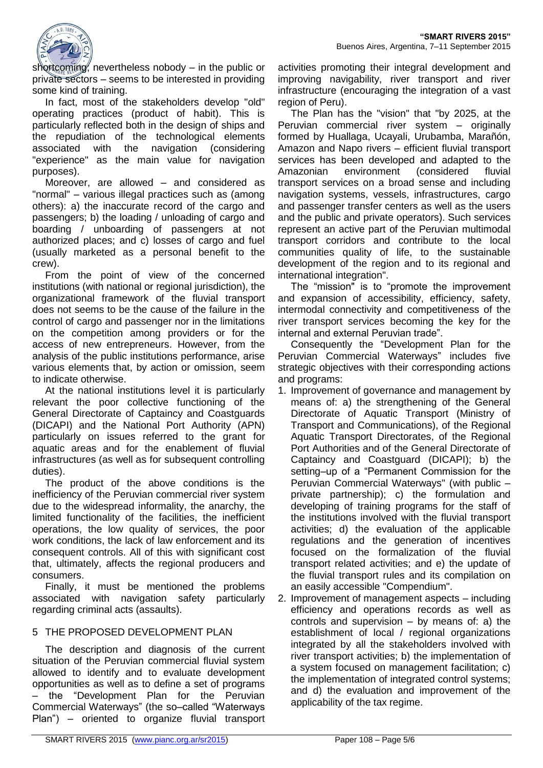shortcoming, nevertheless nobody – in the public or private sectors – seems to be interested in providing some kind of training.

In fact, most of the stakeholders develop "old" operating practices (product of habit). This is particularly reflected both in the design of ships and the repudiation of the technological elements associated with the navigation (considering "experience" as the main value for navigation purposes).

Moreover, are allowed – and considered as "normal" – various illegal practices such as (among others): a) the inaccurate record of the cargo and passengers; b) the loading / unloading of cargo and boarding / unboarding of passengers at not authorized places; and c) losses of cargo and fuel (usually marketed as a personal benefit to the crew).

From the point of view of the concerned institutions (with national or regional jurisdiction), the organizational framework of the fluvial transport does not seems to be the cause of the failure in the control of cargo and passenger nor in the limitations on the competition among providers or for the access of new entrepreneurs. However, from the analysis of the public institutions performance, arise various elements that, by action or omission, seem to indicate otherwise.

At the national institutions level it is particularly relevant the poor collective functioning of the General Directorate of Captaincy and Coastguards (DICAPI) and the National Port Authority (APN) particularly on issues referred to the grant for aquatic areas and for the enablement of fluvial infrastructures (as well as for subsequent controlling duties).

The product of the above conditions is the inefficiency of the Peruvian commercial river system due to the widespread informality, the anarchy, the limited functionality of the facilities, the inefficient operations, the low quality of services, the poor work conditions, the lack of law enforcement and its consequent controls. All of this with significant cost that, ultimately, affects the regional producers and consumers.

Finally, it must be mentioned the problems associated with navigation safety particularly regarding criminal acts (assaults).

## 5 THE PROPOSED DEVELOPMENT PLAN

The description and diagnosis of the current situation of the Peruvian commercial fluvial system allowed to identify and to evaluate development opportunities as well as to define a set of programs – the "Development Plan for the Peruvian Commercial Waterways" (the so–called "Waterways Plan") – oriented to organize fluvial transport activities promoting their integral development and improving navigability, river transport and river infrastructure (encouraging the integration of a vast region of Peru).

The Plan has the "vision" that "by 2025, at the Peruvian commercial river system – originally formed by Huallaga, Ucayali, Urubamba, Marañón, Amazon and Napo rivers – efficient fluvial transport services has been developed and adapted to the Amazonian environment (considered fluvial transport services on a broad sense and including navigation systems, vessels, infrastructures, cargo and passenger transfer centers as well as the users and the public and private operators). Such services represent an active part of the Peruvian multimodal transport corridors and contribute to the local communities quality of life, to the sustainable development of the region and to its regional and international integration".

The "mission" is to "promote the improvement and expansion of accessibility, efficiency, safety, intermodal connectivity and competitiveness of the river transport services becoming the key for the internal and external Peruvian trade".

Consequently the "Development Plan for the Peruvian Commercial Waterways" includes five strategic objectives with their corresponding actions and programs:

1. Improvement of governance and management by means of: a) the strengthening of the General Directorate of Aquatic Transport (Ministry of Transport and Communications), of the Regional Aquatic Transport Directorates, of the Regional Port Authorities and of the General Directorate of Captaincy and Coastguard (DICAPI); b) the setting–up of a "Permanent Commission for the Peruvian Commercial Waterways" (with public – private partnership); c) the formulation and developing of training programs for the staff of the institutions involved with the fluvial transport activities; d) the evaluation of the applicable regulations and the generation of incentives focused on the formalization of the fluvial transport related activities; and e) the update of the fluvial transport rules and its compilation on an easily accessible "Compendium".
2. Improvement of management aspects – including efficiency and operations records as well as controls and supervision – by means of: a) the establishment of local / regional organizations integrated by all the stakeholders involved with river transport activities; b) the implementation of a system focused on management facilitation; c) the implementation of integrated control systems; and d) the evaluation and improvement of the applicability of the tax regime.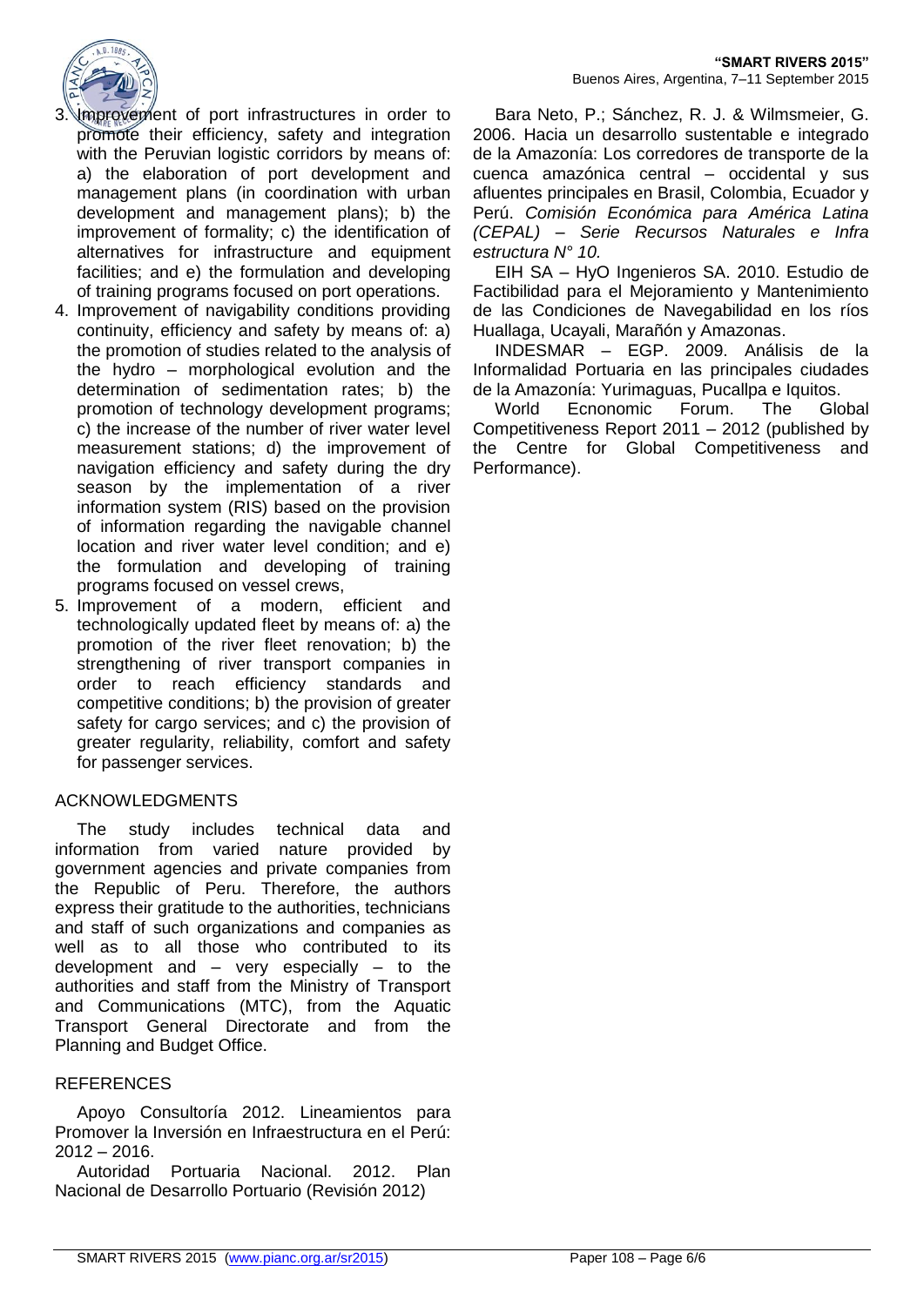3. Improvement of port infrastructures in order to promote their efficiency, safety and integration with the Peruvian logistic corridors by means of: a) the elaboration of port development and management plans (in coordination with urban development and management plans); b) the improvement of formality; c) the identification of alternatives for infrastructure and equipment facilities; and e) the formulation and developing of training programs focused on port operations.
4. Improvement of navigability conditions providing continuity, efficiency and safety by means of: a) the promotion of studies related to the analysis of the hydro – morphological evolution and the determination of sedimentation rates; b) the promotion of technology development programs; c) the increase of the number of river water level measurement stations; d) the improvement of navigation efficiency and safety during the dry season by the implementation of a river information system (RIS) based on the provision of information regarding the navigable channel location and river water level condition; and e) the formulation and developing of training programs focused on vessel crews,
5. Improvement of a modern, efficient and technologically updated fleet by means of: a) the promotion of the river fleet renovation; b) the strengthening of river transport companies in order to reach efficiency standards and competitive conditions; b) the provision of greater safety for cargo services; and c) the provision of greater regularity, reliability, comfort and safety for passenger services.

## ACKNOWLEDGMENTS

The study includes technical data and information from varied nature provided by government agencies and private companies from the Republic of Peru. Therefore, the authors express their gratitude to the authorities, technicians and staff of such organizations and companies as well as to all those who contributed to its development and – very especially – to the authorities and staff from the Ministry of Transport and Communications (MTC), from the Aquatic Transport General Directorate and from the Planning and Budget Office.

## REFERENCES

Apoyo Consultoría 2012. Lineamientos para Promover la Inversión en Infraestructura en el Perú: 2012 – 2016.

Autoridad Portuaria Nacional. 2012. Plan Nacional de Desarrollo Portuario (Revisión 2012)

Bara Neto, P.; Sánchez, R. J. & Wilmsmeier, G. 2006. Hacia un desarrollo sustentable e integrado de la Amazonía: Los corredores de transporte de la cuenca amazónica central – occidental y sus afluentes principales en Brasil, Colombia, Ecuador y Perú. *Comisión Económica para América Latina (CEPAL) – Serie Recursos Naturales e Infra estructura N° 10.*

EIH SA – HyO Ingenieros SA. 2010. Estudio de Factibilidad para el Mejoramiento y Mantenimiento de las Condiciones de Navegabilidad en los ríos Huallaga, Ucayali, Marañón y Amazonas.

INDESMAR – EGP. 2009. Análisis de la Informalidad Portuaria en las principales ciudades de la Amazonía: Yurimaguas, Pucallpa e Iquitos.

World Ecnonomic Forum. The Global Competitiveness Report 2011 – 2012 (published by the Centre for Global Competitiveness and Performance).